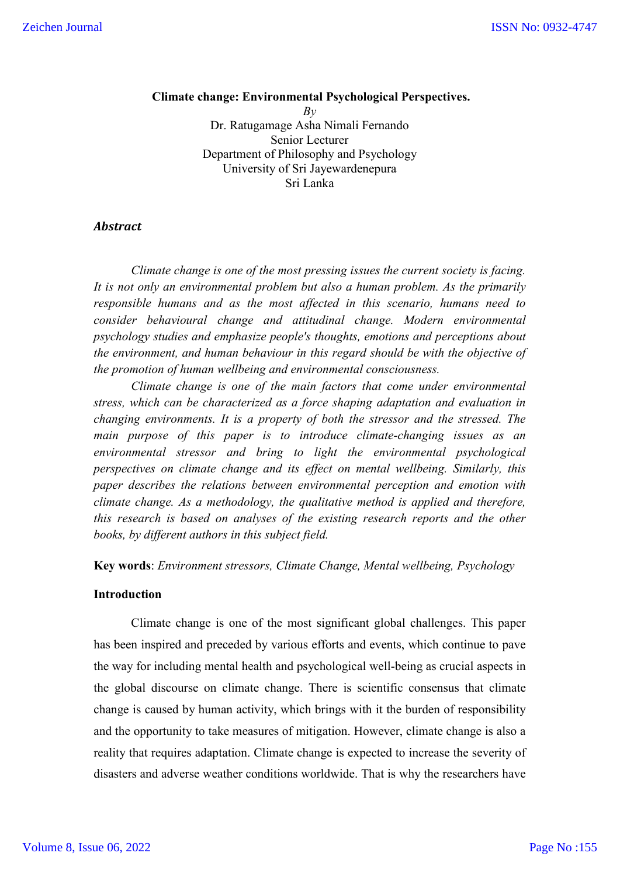# Climate change: Environmental Psychological Perspectives.

*By*

Dr. Ratugamage Asha Nimali Fernando
Senior Lecturer
Department of Philosophy and Psychology
University of Sri Jayewardenepura
Sri Lanka

### *Abstract*

*Climate change is one of the most pressing issues the current society is facing. It is not only an environmental problem but also a human problem. As the primarily responsible humans and as the most affected in this scenario, humans need to consider behavioural change and attitudinal change. Modern environmental psychology studies and emphasize people's thoughts, emotions and perceptions about the environment, and human behaviour in this regard should be with the objective of the promotion of human wellbeing and environmental consciousness.*

*Climate change is one of the main factors that come under environmental stress, which can be characterized as a force shaping adaptation and evaluation in changing environments. It is a property of both the stressor and the stressed. The main purpose of this paper is to introduce climate-changing issues as an environmental stressor and bring to light the environmental psychological perspectives on climate change and its effect on mental wellbeing. Similarly, this paper describes the relations between environmental perception and emotion with climate change. As a methodology, the qualitative method is applied and therefore, this research is based on analyses of the existing research reports and the other books, by different authors in this subject field.*

**Key words**: *Environment stressors, Climate Change, Mental wellbeing, Psychology*

### Introduction

Climate change is one of the most significant global challenges. This paper has been inspired and preceded by various efforts and events, which continue to pave the way for including mental health and psychological well-being as crucial aspects in the global discourse on climate change. There is scientific consensus that climate change is caused by human activity, which brings with it the burden of responsibility and the opportunity to take measures of mitigation. However, climate change is also a reality that requires adaptation. Climate change is expected to increase the severity of disasters and adverse weather conditions worldwide. That is why the researchers have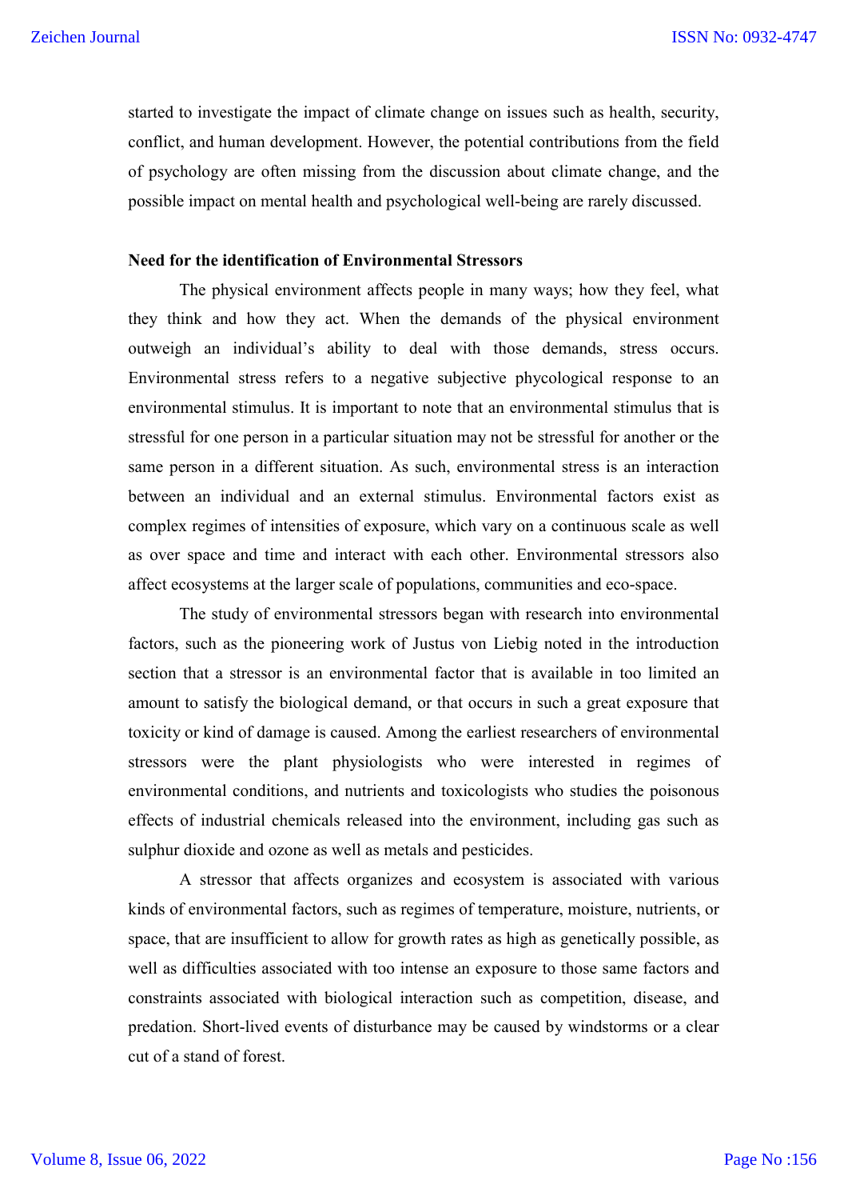started to investigate the impact of climate change on issues such as health, security, conflict, and human development. However, the potential contributions from the field of psychology are often missing from the discussion about climate change, and the possible impact on mental health and psychological well-being are rarely discussed.

**Need for the identification of Environmental Stressors**

The physical environment affects people in many ways; how they feel, what they think and how they act. When the demands of the physical environment outweigh an individual's ability to deal with those demands, stress occurs. Environmental stress refers to a negative subjective phycological response to an environmental stimulus. It is important to note that an environmental stimulus that is stressful for one person in a particular situation may not be stressful for another or the same person in a different situation. As such, environmental stress is an interaction between an individual and an external stimulus. Environmental factors exist as complex regimes of intensities of exposure, which vary on a continuous scale as well as over space and time and interact with each other. Environmental stressors also affect ecosystems at the larger scale of populations, communities and eco-space.

The study of environmental stressors began with research into environmental factors, such as the pioneering work of Justus von Liebig noted in the introduction section that a stressor is an environmental factor that is available in too limited an amount to satisfy the biological demand, or that occurs in such a great exposure that toxicity or kind of damage is caused. Among the earliest researchers of environmental stressors were the plant physiologists who were interested in regimes of environmental conditions, and nutrients and toxicologists who studies the poisonous effects of industrial chemicals released into the environment, including gas such as sulphur dioxide and ozone as well as metals and pesticides.

A stressor that affects organizes and ecosystem is associated with various kinds of environmental factors, such as regimes of temperature, moisture, nutrients, or space, that are insufficient to allow for growth rates as high as genetically possible, as well as difficulties associated with too intense an exposure to those same factors and constraints associated with biological interaction such as competition, disease, and predation. Short-lived events of disturbance may be caused by windstorms or a clear cut of a stand of forest.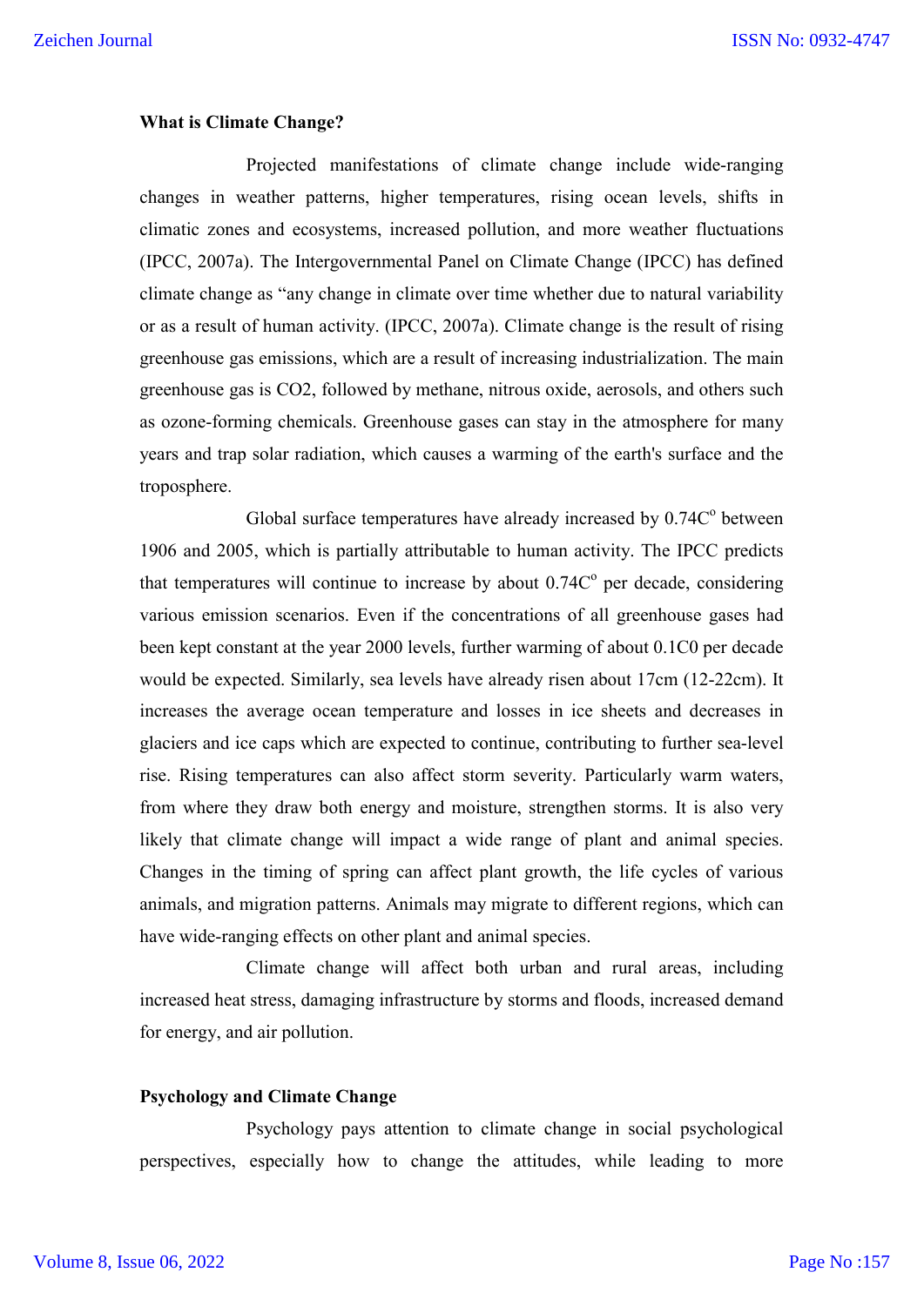## What is Climate Change?

Projected manifestations of climate change include wide-ranging changes in weather patterns, higher temperatures, rising ocean levels, shifts in climatic zones and ecosystems, increased pollution, and more weather fluctuations (IPCC, 2007a). The Intergovernmental Panel on Climate Change (IPCC) has defined climate change as "any change in climate over time whether due to natural variability or as a result of human activity. (IPCC, 2007a). Climate change is the result of rising greenhouse gas emissions, which are a result of increasing industrialization. The main greenhouse gas is $CO_2$, followed by methane, nitrous oxide, aerosols, and others such as ozone-forming chemicals. Greenhouse gases can stay in the atmosphere for many years and trap solar radiation, which causes a warming of the earth's surface and the troposphere.

Global surface temperatures have already increased by $0.74C^o$ between 1906 and 2005, which is partially attributable to human activity. The IPCC predicts that temperatures will continue to increase by about $0.74C^o$ per decade, considering various emission scenarios. Even if the concentrations of all greenhouse gases had been kept constant at the year 2000 levels, further warming of about 0.1C0 per decade would be expected. Similarly, sea levels have already risen about 17cm (12-22cm). It increases the average ocean temperature and losses in ice sheets and decreases in glaciers and ice caps which are expected to continue, contributing to further sea-level rise. Rising temperatures can also affect storm severity. Particularly warm waters, from where they draw both energy and moisture, strengthen storms. It is also very likely that climate change will impact a wide range of plant and animal species. Changes in the timing of spring can affect plant growth, the life cycles of various animals, and migration patterns. Animals may migrate to different regions, which can have wide-ranging effects on other plant and animal species.

Climate change will affect both urban and rural areas, including increased heat stress, damaging infrastructure by storms and floods, increased demand for energy, and air pollution.

## Psychology and Climate Change

Psychology pays attention to climate change in social psychological perspectives, especially how to change the attitudes, while leading to more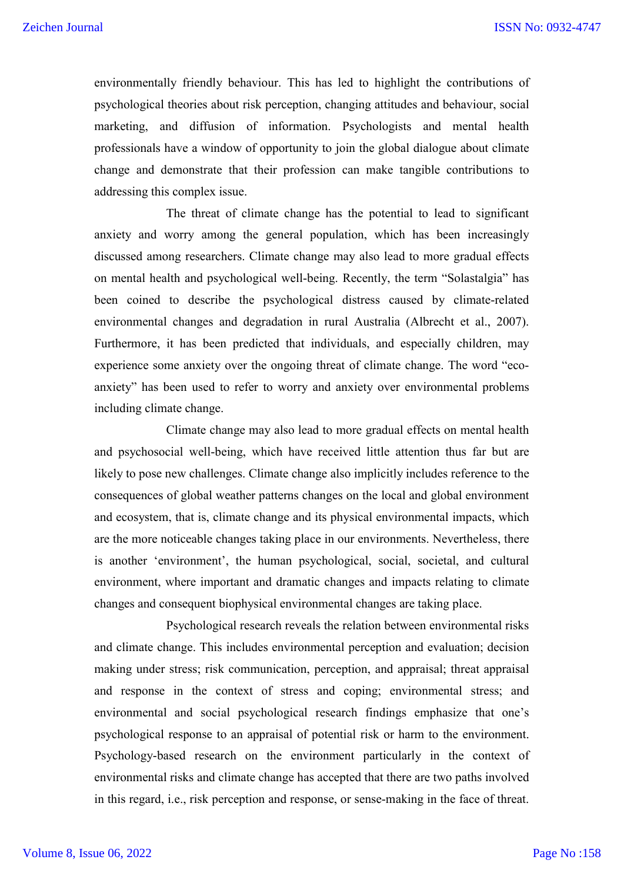environmentally friendly behaviour. This has led to highlight the contributions of psychological theories about risk perception, changing attitudes and behaviour, social marketing, and diffusion of information. Psychologists and mental health professionals have a window of opportunity to join the global dialogue about climate change and demonstrate that their profession can make tangible contributions to addressing this complex issue.

The threat of climate change has the potential to lead to significant anxiety and worry among the general population, which has been increasingly discussed among researchers. Climate change may also lead to more gradual effects on mental health and psychological well-being. Recently, the term "Solastalgia" has been coined to describe the psychological distress caused by climate-related environmental changes and degradation in rural Australia (Albrecht et al., 2007). Furthermore, it has been predicted that individuals, and especially children, may experience some anxiety over the ongoing threat of climate change. The word "eco-anxiety" has been used to refer to worry and anxiety over environmental problems including climate change.

Climate change may also lead to more gradual effects on mental health and psychosocial well-being, which have received little attention thus far but are likely to pose new challenges. Climate change also implicitly includes reference to the consequences of global weather patterns changes on the local and global environment and ecosystem, that is, climate change and its physical environmental impacts, which are the more noticeable changes taking place in our environments. Nevertheless, there is another 'environment', the human psychological, social, societal, and cultural environment, where important and dramatic changes and impacts relating to climate changes and consequent biophysical environmental changes are taking place.

Psychological research reveals the relation between environmental risks and climate change. This includes environmental perception and evaluation; decision making under stress; risk communication, perception, and appraisal; threat appraisal and response in the context of stress and coping; environmental stress; and environmental and social psychological research findings emphasize that one's psychological response to an appraisal of potential risk or harm to the environment. Psychology-based research on the environment particularly in the context of environmental risks and climate change has accepted that there are two paths involved in this regard, i.e., risk perception and response, or sense-making in the face of threat.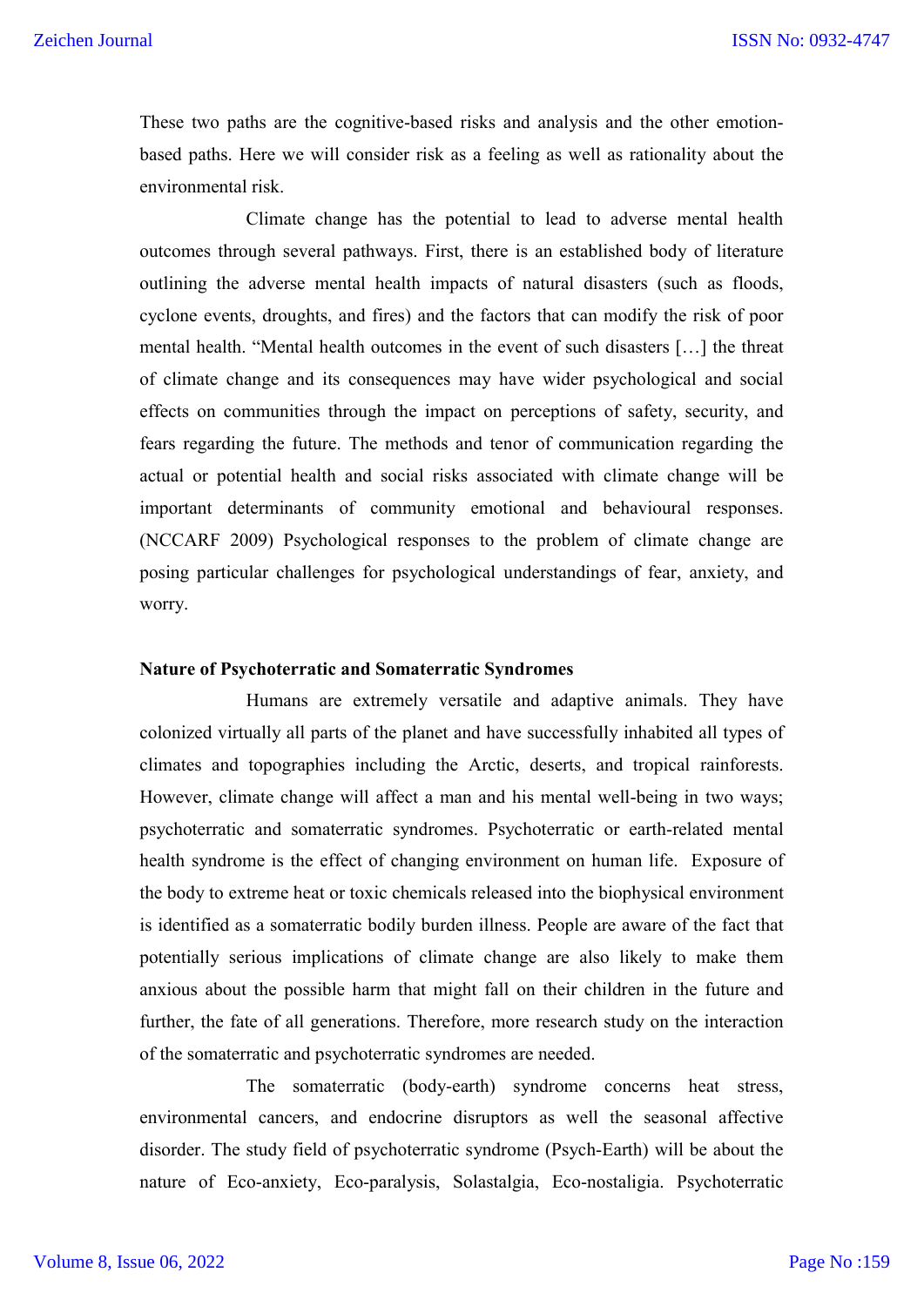These two paths are the cognitive-based risks and analysis and the other emotion-based paths. Here we will consider risk as a feeling as well as rationality about the environmental risk.

Climate change has the potential to lead to adverse mental health outcomes through several pathways. First, there is an established body of literature outlining the adverse mental health impacts of natural disasters (such as floods, cyclone events, droughts, and fires) and the factors that can modify the risk of poor mental health. "Mental health outcomes in the event of such disasters […] the threat of climate change and its consequences may have wider psychological and social effects on communities through the impact on perceptions of safety, security, and fears regarding the future. The methods and tenor of communication regarding the actual or potential health and social risks associated with climate change will be important determinants of community emotional and behavioural responses. (NCCARF 2009) Psychological responses to the problem of climate change are posing particular challenges for psychological understandings of fear, anxiety, and worry.

**Nature of Psychoterratic and Somaterratic Syndromes**

Humans are extremely versatile and adaptive animals. They have colonized virtually all parts of the planet and have successfully inhabited all types of climates and topographies including the Arctic, deserts, and tropical rainforests. However, climate change will affect a man and his mental well-being in two ways; psychoterratic and somaterratic syndromes. Psychoterratic or earth-related mental health syndrome is the effect of changing environment on human life. Exposure of the body to extreme heat or toxic chemicals released into the biophysical environment is identified as a somaterratic bodily burden illness. People are aware of the fact that potentially serious implications of climate change are also likely to make them anxious about the possible harm that might fall on their children in the future and further, the fate of all generations. Therefore, more research study on the interaction of the somaterratic and psychoterratic syndromes are needed.

The somaterratic (body-earth) syndrome concerns heat stress, environmental cancers, and endocrine disruptors as well the seasonal affective disorder. The study field of psychoterratic syndrome (Psych-Earth) will be about the nature of Eco-anxiety, Eco-paralysis, Solastalgia, Eco-nostaligia. Psychoterratic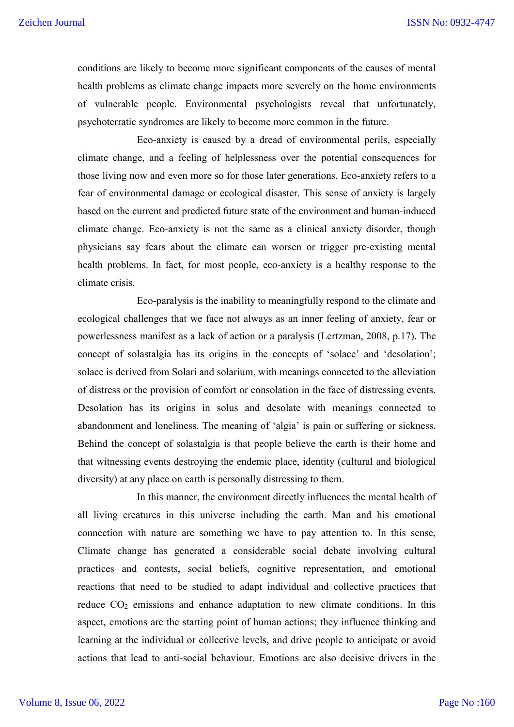conditions are likely to become more significant components of the causes of mental health problems as climate change impacts more severely on the home environments of vulnerable people. Environmental psychologists reveal that unfortunately, psychoterratic syndromes are likely to become more common in the future.

Eco-anxiety is caused by a dread of environmental perils, especially climate change, and a feeling of helplessness over the potential consequences for those living now and even more so for those later generations. Eco-anxiety refers to a fear of environmental damage or ecological disaster. This sense of anxiety is largely based on the current and predicted future state of the environment and human-induced climate change. Eco-anxiety is not the same as a clinical anxiety disorder, though physicians say fears about the climate can worsen or trigger pre-existing mental health problems. In fact, for most people, eco-anxiety is a healthy response to the climate crisis.

Eco-paralysis is the inability to meaningfully respond to the climate and ecological challenges that we face not always as an inner feeling of anxiety, fear or powerlessness manifest as a lack of action or a paralysis (Lertzman, 2008, p.17). The concept of solastalgia has its origins in the concepts of 'solace' and 'desolation'; solace is derived from Solari and solarium, with meanings connected to the alleviation of distress or the provision of comfort or consolation in the face of distressing events. Desolation has its origins in solus and desolate with meanings connected to abandonment and loneliness. The meaning of 'algia' is pain or suffering or sickness. Behind the concept of solastalgia is that people believe the earth is their home and that witnessing events destroying the endemic place, identity (cultural and biological diversity) at any place on earth is personally distressing to them.

In this manner, the environment directly influences the mental health of all living creatures in this universe including the earth. Man and his emotional connection with nature are something we have to pay attention to. In this sense, Climate change has generated a considerable social debate involving cultural practices and contests, social beliefs, cognitive representation, and emotional reactions that need to be studied to adapt individual and collective practices that reduce $CO_2$ emissions and enhance adaptation to new climate conditions. In this aspect, emotions are the starting point of human actions; they influence thinking and learning at the individual or collective levels, and drive people to anticipate or avoid actions that lead to anti-social behaviour. Emotions are also decisive drivers in the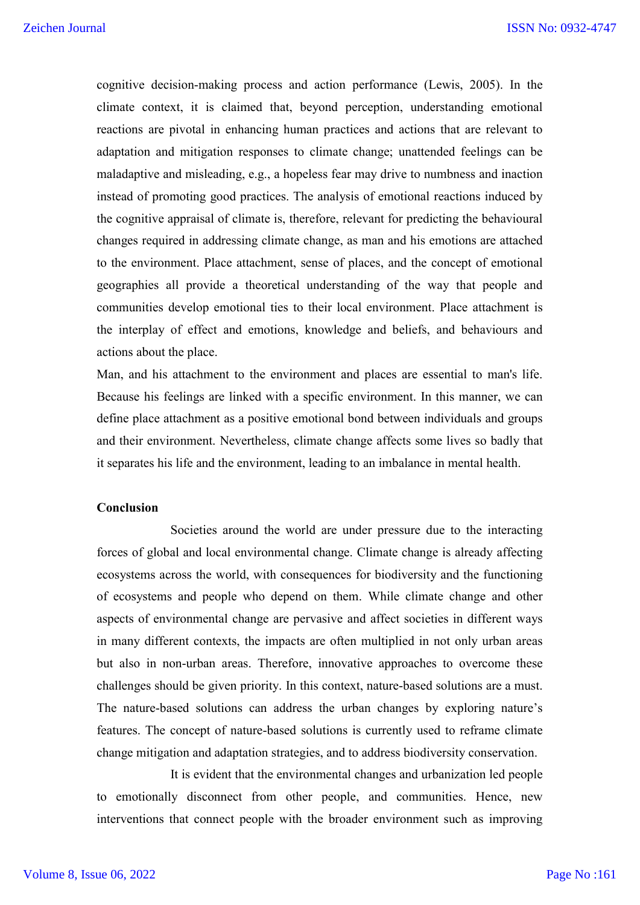cognitive decision-making process and action performance (Lewis, 2005). In the climate context, it is claimed that, beyond perception, understanding emotional reactions are pivotal in enhancing human practices and actions that are relevant to adaptation and mitigation responses to climate change; unattended feelings can be maladaptive and misleading, e.g., a hopeless fear may drive to numbness and inaction instead of promoting good practices. The analysis of emotional reactions induced by the cognitive appraisal of climate is, therefore, relevant for predicting the behavioural changes required in addressing climate change, as man and his emotions are attached to the environment. Place attachment, sense of places, and the concept of emotional geographies all provide a theoretical understanding of the way that people and communities develop emotional ties to their local environment. Place attachment is the interplay of effect and emotions, knowledge and beliefs, and behaviours and actions about the place.

Man, and his attachment to the environment and places are essential to man's life. Because his feelings are linked with a specific environment. In this manner, we can define place attachment as a positive emotional bond between individuals and groups and their environment. Nevertheless, climate change affects some lives so badly that it separates his life and the environment, leading to an imbalance in mental health.

## Conclusion

Societies around the world are under pressure due to the interacting forces of global and local environmental change. Climate change is already affecting ecosystems across the world, with consequences for biodiversity and the functioning of ecosystems and people who depend on them. While climate change and other aspects of environmental change are pervasive and affect societies in different ways in many different contexts, the impacts are often multiplied in not only urban areas but also in non-urban areas. Therefore, innovative approaches to overcome these challenges should be given priority. In this context, nature-based solutions are a must. The nature-based solutions can address the urban changes by exploring nature's features. The concept of nature-based solutions is currently used to reframe climate change mitigation and adaptation strategies, and to address biodiversity conservation.

It is evident that the environmental changes and urbanization led people to emotionally disconnect from other people, and communities. Hence, new interventions that connect people with the broader environment such as improving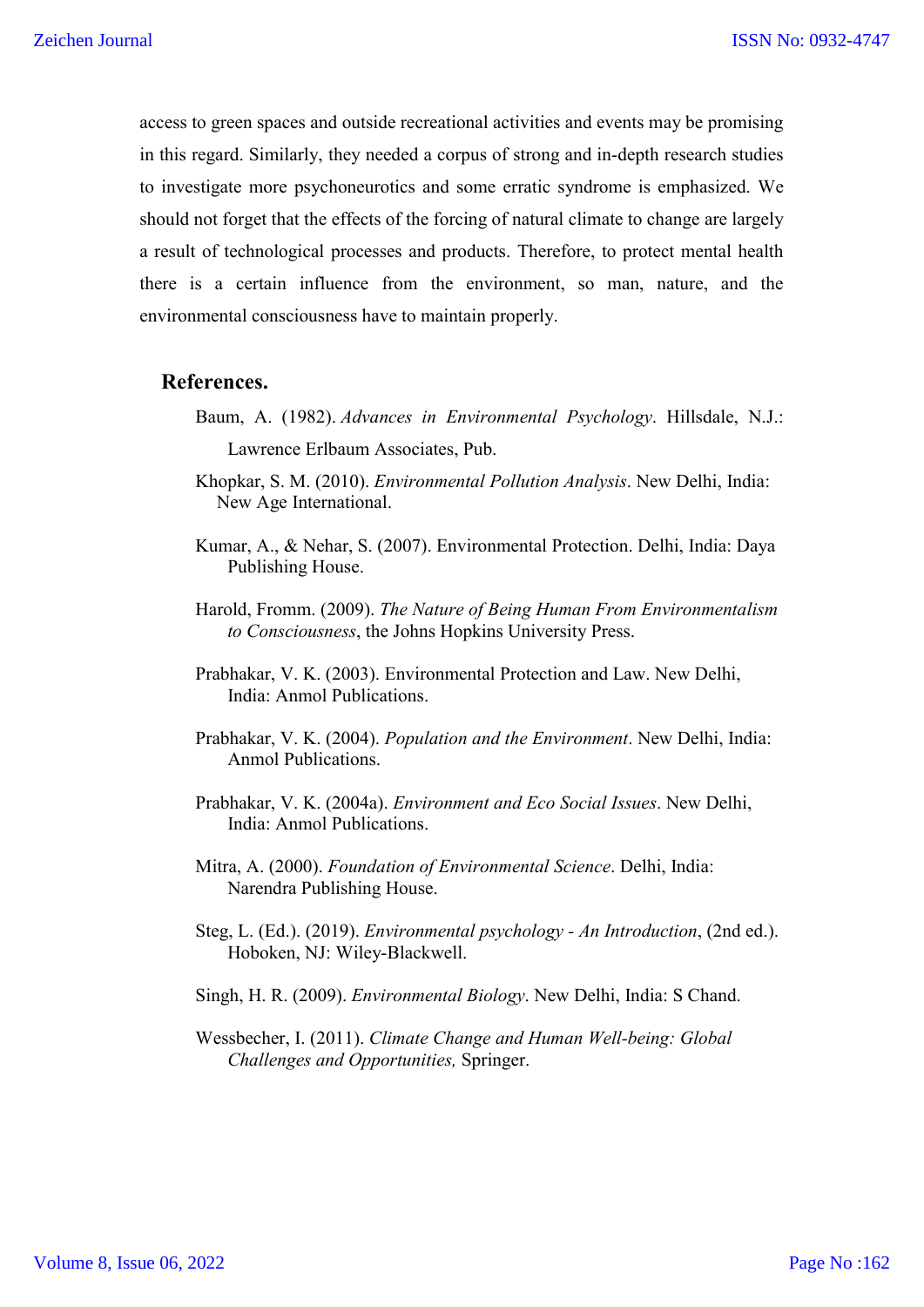access to green spaces and outside recreational activities and events may be promising in this regard. Similarly, they needed a corpus of strong and in-depth research studies to investigate more psychoneurotics and some erratic syndrome is emphasized. We should not forget that the effects of the forcing of natural climate to change are largely a result of technological processes and products. Therefore, to protect mental health there is a certain influence from the environment, so man, nature, and the environmental consciousness have to maintain properly.

## References.

Baum, A. (1982). *Advances in Environmental Psychology*. Hillsdale, N.J.: Lawrence Erlbaum Associates, Pub.

Khopkar, S. M. (2010). *Environmental Pollution Analysis*. New Delhi, India: New Age International.

Kumar, A., & Nehar, S. (2007). Environmental Protection. Delhi, India: Daya Publishing House.

Harold, Fromm. (2009). *The Nature of Being Human From Environmentalism to Consciousness*, the Johns Hopkins University Press.

Prabhakar, V. K. (2003). Environmental Protection and Law. New Delhi, India: Anmol Publications.

Prabhakar, V. K. (2004). *Population and the Environment*. New Delhi, India: Anmol Publications.

Prabhakar, V. K. (2004a). *Environment and Eco Social Issues*. New Delhi, India: Anmol Publications.

Mitra, A. (2000). *Foundation of Environmental Science*. Delhi, India: Narendra Publishing House.

Steg, L. (Ed.). (2019). *Environmental psychology - An Introduction*, (2nd ed.). Hoboken, NJ: Wiley-Blackwell.

Singh, H. R. (2009). *Environmental Biology*. New Delhi, India: S Chand.

Wessbecher, I. (2011). *Climate Change and Human Well-being: Global Challenges and Opportunities,* Springer.